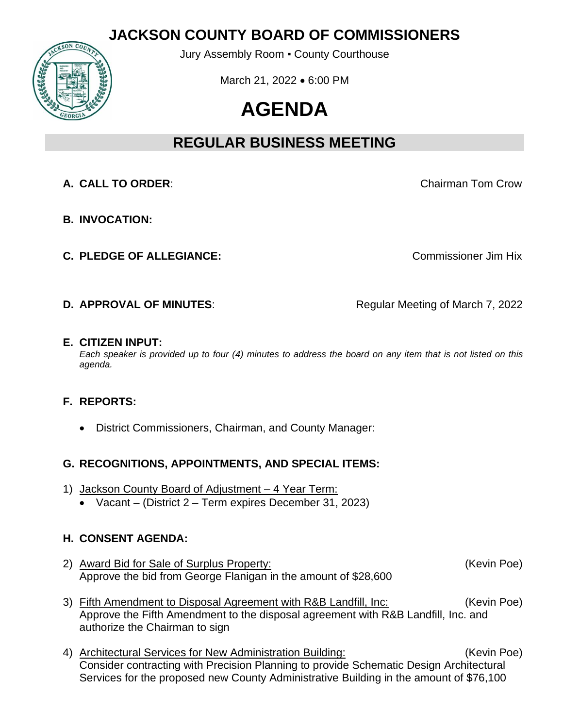# JACKSON COUNTY BOARD OF COMMISSIONERS

Jury Assembly Room ▪ County Courthouse

March 21, 2022 • 6:00 PM

# AGENDA

## REGULAR BUSINESS MEETING

**A. CALL TO ORDER**: Chairman Tom Crow

**B. INVOCATION:**

**C. PLEDGE OF ALLEGIANCE:** Commissioner Jim Hix

**D. APPROVAL OF MINUTES**: Regular Meeting of March 7, 2022

**E. CITIZEN INPUT:**
*Each speaker is provided up to four (4) minutes to address the board on any item that is not listed on this agenda.*

**F. REPORTS:**

- District Commissioners, Chairman, and County Manager:

**G. RECOGNITIONS, APPOINTMENTS, AND SPECIAL ITEMS:**

1) Jackson County Board of Adjustment – 4 Year Term:
   - Vacant – (District 2 – Term expires December 31, 2023)

**H. CONSENT AGENDA:**

2) Award Bid for Sale of Surplus Property: (Kevin Poe)
   Approve the bid from George Flanigan in the amount of $28,600

3) Fifth Amendment to Disposal Agreement with R&B Landfill, Inc: (Kevin Poe)
   Approve the Fifth Amendment to the disposal agreement with R&B Landfill, Inc. and authorize the Chairman to sign

4) Architectural Services for New Administration Building: (Kevin Poe)
   Consider contracting with Precision Planning to provide Schematic Design Architectural Services for the proposed new County Administrative Building in the amount of $76,100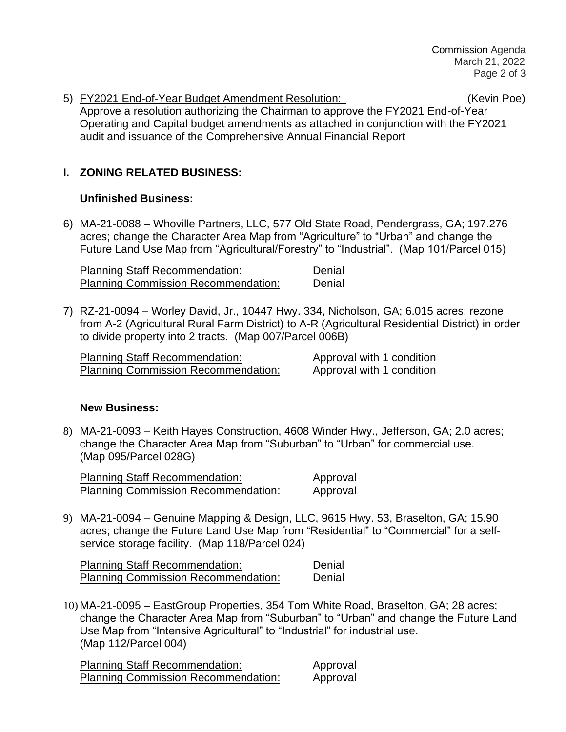5) FY2021 End-of-Year Budget Amendment Resolution: (Kevin Poe)
Approve a resolution authorizing the Chairman to approve the FY2021 End-of-Year Operating and Capital budget amendments as attached in conjunction with the FY2021 audit and issuance of the Comprehensive Annual Financial Report

## I. ZONING RELATED BUSINESS:

### Unfinished Business:

6) MA-21-0088 – Whoville Partners, LLC, 577 Old State Road, Pendergrass, GA; 197.276 acres; change the Character Area Map from "Agriculture" to "Urban" and change the Future Land Use Map from "Agricultural/Forestry" to "Industrial". (Map 101/Parcel 015)

   Planning Staff Recommendation: Denial
   Planning Commission Recommendation: Denial

7) RZ-21-0094 – Worley David, Jr., 10447 Hwy. 334, Nicholson, GA; 6.015 acres; rezone from A-2 (Agricultural Rural Farm District) to A-R (Agricultural Residential District) in order to divide property into 2 tracts. (Map 007/Parcel 006B)

   Planning Staff Recommendation: Approval with 1 condition
   Planning Commission Recommendation: Approval with 1 condition

### New Business:

8) MA-21-0093 – Keith Hayes Construction, 4608 Winder Hwy., Jefferson, GA; 2.0 acres; change the Character Area Map from "Suburban" to "Urban" for commercial use. (Map 095/Parcel 028G)

   Planning Staff Recommendation: Approval
   Planning Commission Recommendation: Approval

9) MA-21-0094 – Genuine Mapping & Design, LLC, 9615 Hwy. 53, Braselton, GA; 15.90 acres; change the Future Land Use Map from "Residential" to "Commercial" for a self-service storage facility. (Map 118/Parcel 024)

   Planning Staff Recommendation: Denial
   Planning Commission Recommendation: Denial

10) MA-21-0095 – EastGroup Properties, 354 Tom White Road, Braselton, GA; 28 acres; change the Character Area Map from "Suburban" to "Urban" and change the Future Land Use Map from "Intensive Agricultural" to "Industrial" for industrial use. (Map 112/Parcel 004)

   Planning Staff Recommendation: Approval
   Planning Commission Recommendation: Approval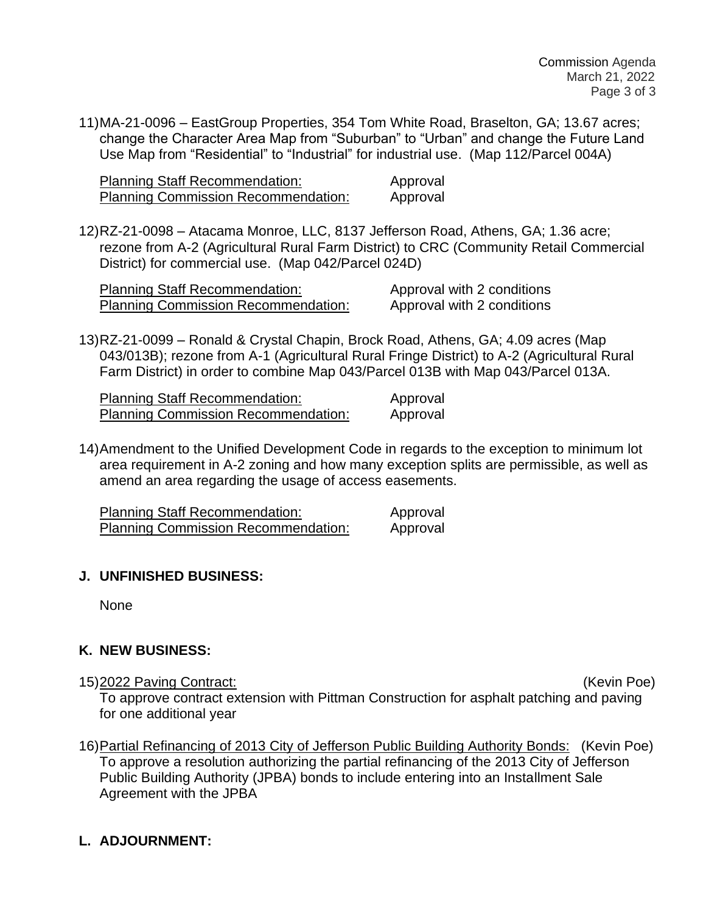11) MA-21-0096 – EastGroup Properties, 354 Tom White Road, Braselton, GA; 13.67 acres; change the Character Area Map from “Suburban” to “Urban” and change the Future Land Use Map from “Residential” to “Industrial” for industrial use. (Map 112/Parcel 004A)

| | |
|---|---|
| Planning Staff Recommendation: | Approval |
| Planning Commission Recommendation: | Approval |

12) RZ-21-0098 – Atacama Monroe, LLC, 8137 Jefferson Road, Athens, GA; 1.36 acre; rezone from A-2 (Agricultural Rural Farm District) to CRC (Community Retail Commercial District) for commercial use. (Map 042/Parcel 024D)

| | |
|---|---|
| Planning Staff Recommendation: | Approval with 2 conditions |
| Planning Commission Recommendation: | Approval with 2 conditions |

13) RZ-21-0099 – Ronald & Crystal Chapin, Brock Road, Athens, GA; 4.09 acres (Map 043/013B); rezone from A-1 (Agricultural Rural Fringe District) to A-2 (Agricultural Rural Farm District) in order to combine Map 043/Parcel 013B with Map 043/Parcel 013A.

| | |
|---|---|
| Planning Staff Recommendation: | Approval |
| Planning Commission Recommendation: | Approval |

14) Amendment to the Unified Development Code in regards to the exception to minimum lot area requirement in A-2 zoning and how many exception splits are permissible, as well as amend an area regarding the usage of access easements.

| | |
|---|---|
| Planning Staff Recommendation: | Approval |
| Planning Commission Recommendation: | Approval |

## J. UNFINISHED BUSINESS:

None

## K. NEW BUSINESS:

15) 2022 Paving Contract: (Kevin Poe)
To approve contract extension with Pittman Construction for asphalt patching and paving for one additional year

16) Partial Refinancing of 2013 City of Jefferson Public Building Authority Bonds: (Kevin Poe)
To approve a resolution authorizing the partial refinancing of the 2013 City of Jefferson Public Building Authority (JPBA) bonds to include entering into an Installment Sale Agreement with the JPBA

## L. ADJOURNMENT: